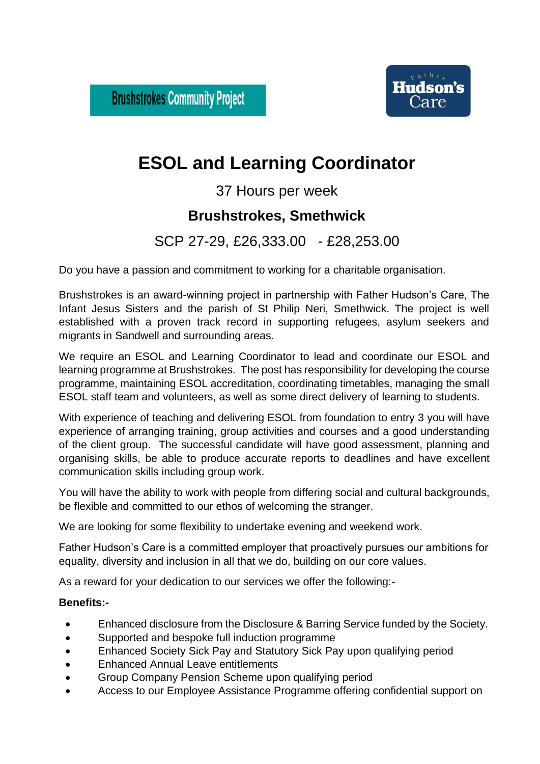Brushstrokes Community Project

Father Hudson's Care

# ESOL and Learning Coordinator

37 Hours per week

**Brushstrokes, Smethwick**

SCP 27-29, £26,333.00 - £28,253.00

Do you have a passion and commitment to working for a charitable organisation.

Brushstrokes is an award-winning project in partnership with Father Hudson's Care, The Infant Jesus Sisters and the parish of St Philip Neri, Smethwick. The project is well established with a proven track record in supporting refugees, asylum seekers and migrants in Sandwell and surrounding areas.

We require an ESOL and Learning Coordinator to lead and coordinate our ESOL and learning programme at Brushstrokes. The post has responsibility for developing the course programme, maintaining ESOL accreditation, coordinating timetables, managing the small ESOL staff team and volunteers, as well as some direct delivery of learning to students.

With experience of teaching and delivering ESOL from foundation to entry 3 you will have experience of arranging training, group activities and courses and a good understanding of the client group. The successful candidate will have good assessment, planning and organising skills, be able to produce accurate reports to deadlines and have excellent communication skills including group work.

You will have the ability to work with people from differing social and cultural backgrounds, be flexible and committed to our ethos of welcoming the stranger.

We are looking for some flexibility to undertake evening and weekend work.

Father Hudson's Care is a committed employer that proactively pursues our ambitions for equality, diversity and inclusion in all that we do, building on our core values.

As a reward for your dedication to our services we offer the following:-

**Benefits:-**

- Enhanced disclosure from the Disclosure & Barring Service funded by the Society.
- Supported and bespoke full induction programme
- Enhanced Society Sick Pay and Statutory Sick Pay upon qualifying period
- Enhanced Annual Leave entitlements
- Group Company Pension Scheme upon qualifying period
- Access to our Employee Assistance Programme offering confidential support on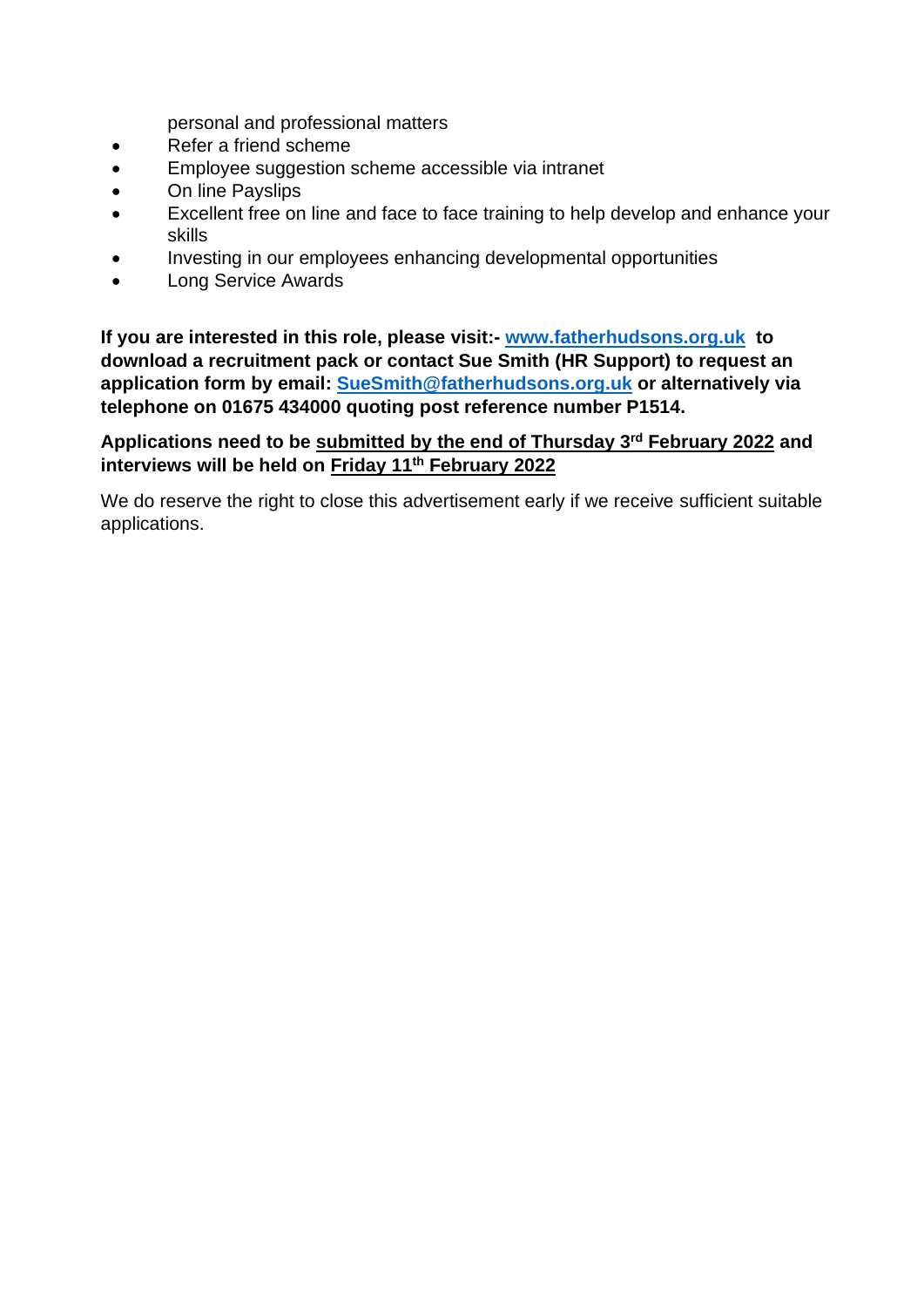personal and professional matters

- Refer a friend scheme
- Employee suggestion scheme accessible via intranet
- On line Payslips
- Excellent free on line and face to face training to help develop and enhance your skills
- Investing in our employees enhancing developmental opportunities
- Long Service Awards

**If you are interested in this role, please visit:- www.fatherhudsons.org.uk to download a recruitment pack or contact Sue Smith (HR Support) to request an application form by email: SueSmith@fatherhudsons.org.uk or alternatively via telephone on 01675 434000 quoting post reference number P1514.**

**Applications need to be submitted by the end of Thursday 3rd February 2022 and interviews will be held on Friday 11th February 2022**

We do reserve the right to close this advertisement early if we receive sufficient suitable applications.